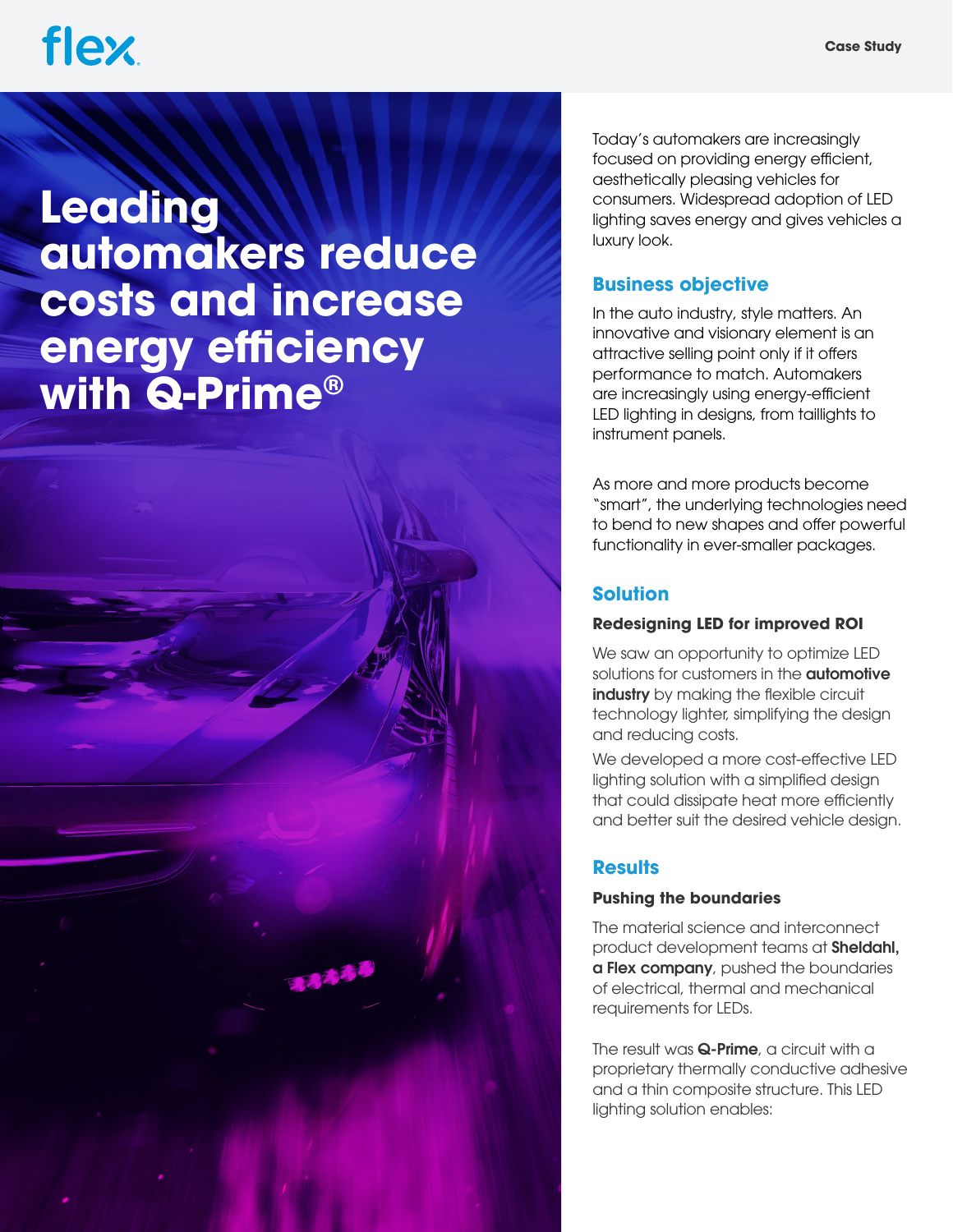# Leading automakers reduce costs and increase energy efficiency with Q-Prime®

Today's automakers are increasingly focused on providing energy efficient, aesthetically pleasing vehicles for consumers. Widespread adoption of LED lighting saves energy and gives vehicles a luxury look.

## Business objective

In the auto industry, style matters. An innovative and visionary element is an attractive selling point only if it offers performance to match. Automakers are increasingly using energy-efficient LED lighting in designs, from taillights to instrument panels.

As more and more products become "smart", the underlying technologies need to bend to new shapes and offer powerful functionality in ever-smaller packages.

## Solution

### Redesigning LED for improved ROI

We saw an opportunity to optimize LED solutions for customers in the **automotive industry** by making the flexible circuit technology lighter, simplifying the design and reducing costs.

We developed a more cost-effective LED lighting solution with a simplified design that could dissipate heat more efficiently and better suit the desired vehicle design.

## Results

### Pushing the boundaries

The material science and interconnect product development teams at **Sheldahl, a Flex company**, pushed the boundaries of electrical, thermal and mechanical requirements for LEDs.

The result was **Q-Prime**, a circuit with a proprietary thermally conductive adhesive and a thin composite structure. This LED lighting solution enables: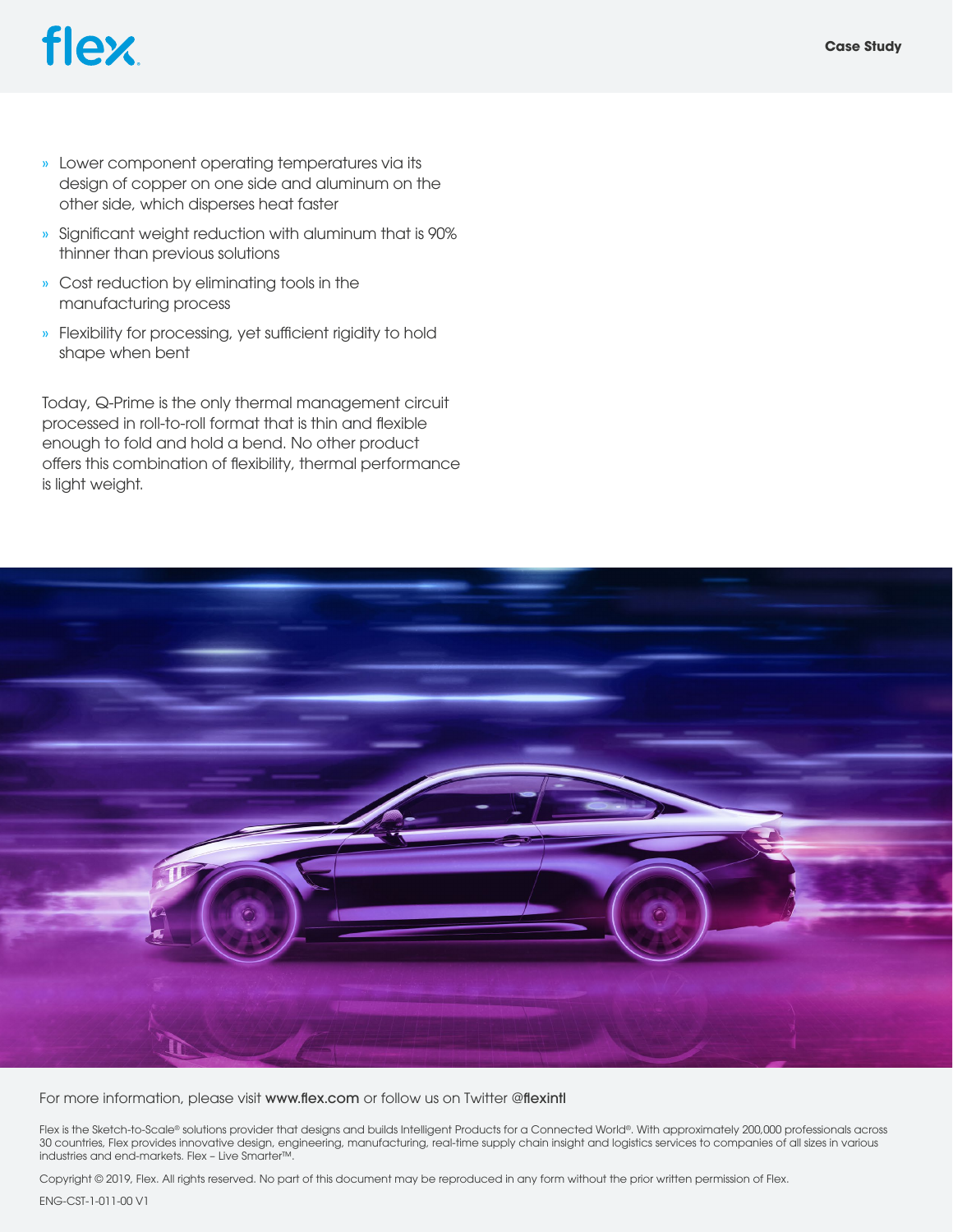- Lower component operating temperatures via its design of copper on one side and aluminum on the other side, which disperses heat faster
- Significant weight reduction with aluminum that is 90% thinner than previous solutions
- Cost reduction by eliminating tools in the manufacturing process
- Flexibility for processing, yet sufficient rigidity to hold shape when bent

Today, Q-Prime is the only thermal management circuit processed in roll-to-roll format that is thin and flexible enough to fold and hold a bend. No other product offers this combination of flexibility, thermal performance is light weight.

For more information, please visit **www.flex.com** or follow us on Twitter **@flexintl**

Flex is the Sketch-to-Scale® solutions provider that designs and builds Intelligent Products for a Connected World®. With approximately 200,000 professionals across 30 countries, Flex provides innovative design, engineering, manufacturing, real-time supply chain insight and logistics services to companies of all sizes in various industries and end-markets. Flex – Live Smarter™.

Copyright © 2019, Flex. All rights reserved. No part of this document may be reproduced in any form without the prior written permission of Flex.

ENG-CST-1-011-00 V1